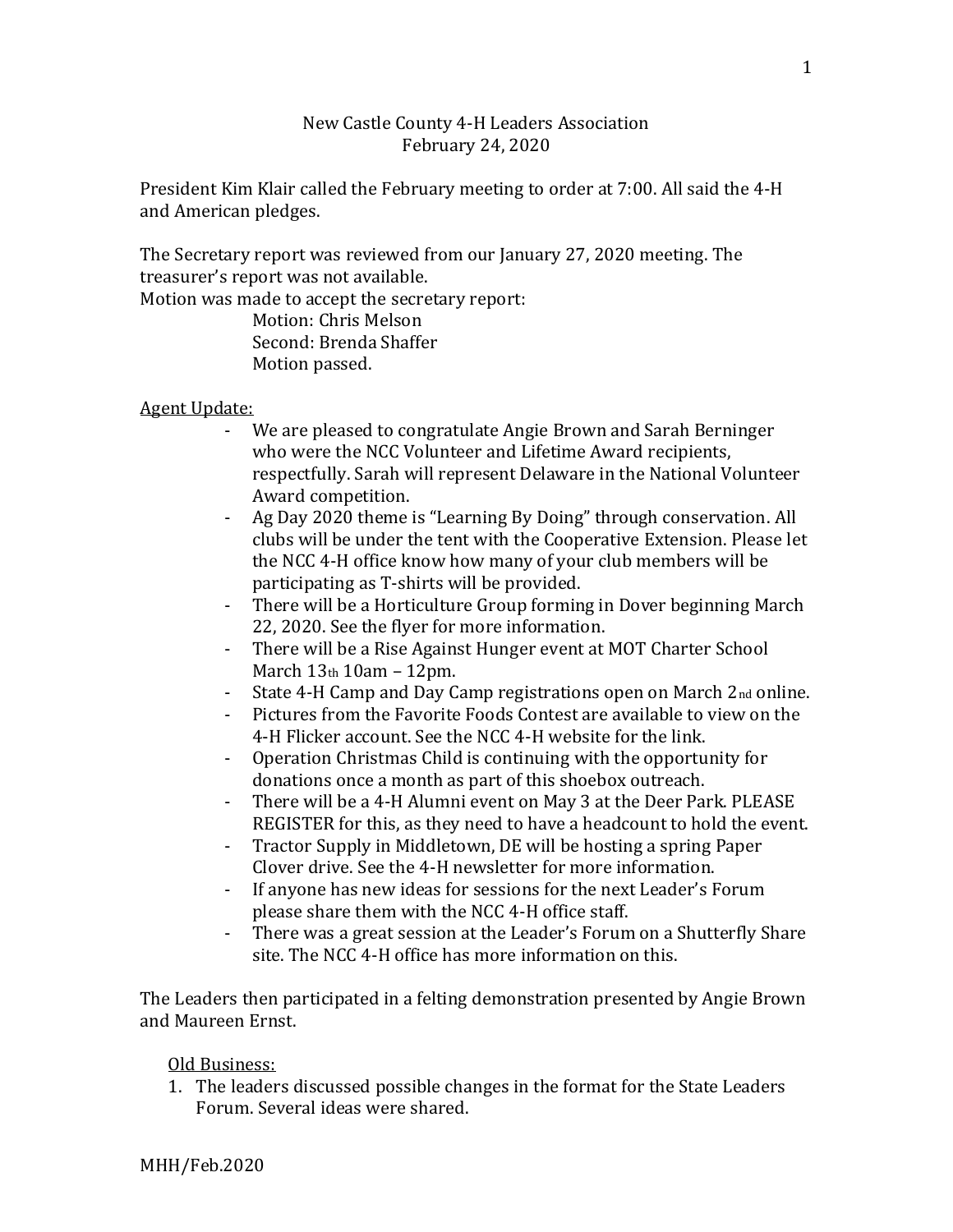New Castle County 4-H Leaders Association
February 24, 2020

President Kim Klair called the February meeting to order at 7:00. All said the 4-H and American pledges.

The Secretary report was reviewed from our January 27, 2020 meeting. The treasurer's report was not available.
Motion was made to accept the secretary report:

Motion: Chris Melson
Second: Brenda Shaffer
Motion passed.

Agent Update:

- We are pleased to congratulate Angie Brown and Sarah Berninger who were the NCC Volunteer and Lifetime Award recipients, respectfully. Sarah will represent Delaware in the National Volunteer Award competition.
- Ag Day 2020 theme is "Learning By Doing" through conservation. All clubs will be under the tent with the Cooperative Extension. Please let the NCC 4-H office know how many of your club members will be participating as T-shirts will be provided.
- There will be a Horticulture Group forming in Dover beginning March 22, 2020. See the flyer for more information.
- There will be a Rise Against Hunger event at MOT Charter School March 13th 10am – 12pm.
- State 4-H Camp and Day Camp registrations open on March 2nd online.
- Pictures from the Favorite Foods Contest are available to view on the 4-H Flicker account. See the NCC 4-H website for the link.
- Operation Christmas Child is continuing with the opportunity for donations once a month as part of this shoebox outreach.
- There will be a 4-H Alumni event on May 3 at the Deer Park. PLEASE REGISTER for this, as they need to have a headcount to hold the event.
- Tractor Supply in Middletown, DE will be hosting a spring Paper Clover drive. See the 4-H newsletter for more information.
- If anyone has new ideas for sessions for the next Leader's Forum please share them with the NCC 4-H office staff.
- There was a great session at the Leader's Forum on a Shutterfly Share site. The NCC 4-H office has more information on this.

The Leaders then participated in a felting demonstration presented by Angie Brown and Maureen Ernst.

Old Business:

1. The leaders discussed possible changes in the format for the State Leaders Forum. Several ideas were shared.

MHH/Feb.2020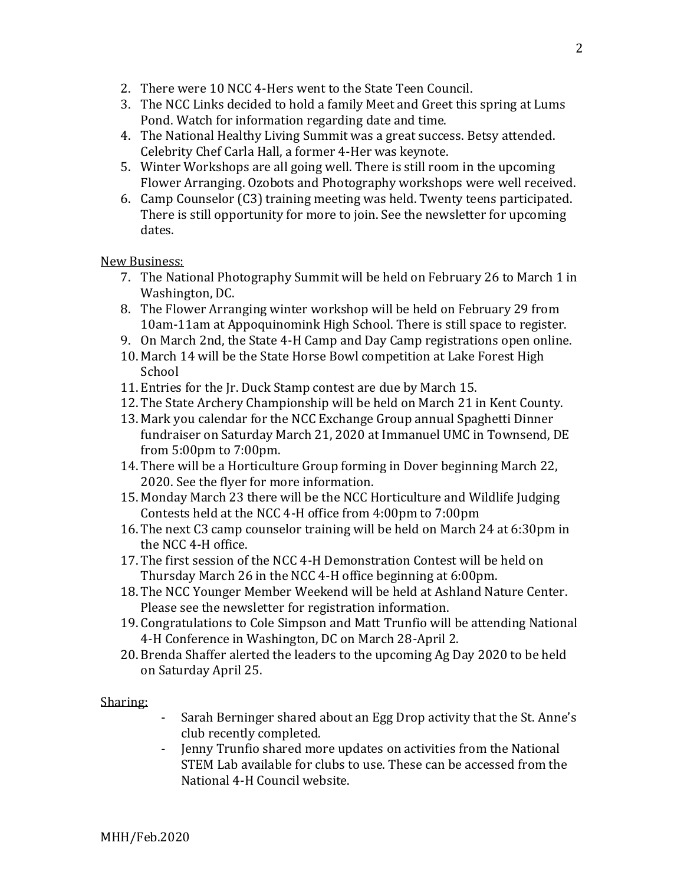2. There were 10 NCC 4-Hers went to the State Teen Council.
3. The NCC Links decided to hold a family Meet and Greet this spring at Lums Pond. Watch for information regarding date and time.
4. The National Healthy Living Summit was a great success. Betsy attended. Celebrity Chef Carla Hall, a former 4-Her was keynote.
5. Winter Workshops are all going well. There is still room in the upcoming Flower Arranging. Ozobots and Photography workshops were well received.
6. Camp Counselor (C3) training meeting was held. Twenty teens participated. There is still opportunity for more to join. See the newsletter for upcoming dates.

<u>New Business:</u>

7. The National Photography Summit will be held on February 26 to March 1 in Washington, DC.
8. The Flower Arranging winter workshop will be held on February 29 from 10am-11am at Appoquinomink High School. There is still space to register.
9. On March 2nd, the State 4-H Camp and Day Camp registrations open online.
10. March 14 will be the State Horse Bowl competition at Lake Forest High School
11. Entries for the Jr. Duck Stamp contest are due by March 15.
12. The State Archery Championship will be held on March 21 in Kent County.
13. Mark you calendar for the NCC Exchange Group annual Spaghetti Dinner fundraiser on Saturday March 21, 2020 at Immanuel UMC in Townsend, DE from 5:00pm to 7:00pm.
14. There will be a Horticulture Group forming in Dover beginning March 22, 2020. See the flyer for more information.
15. Monday March 23 there will be the NCC Horticulture and Wildlife Judging Contests held at the NCC 4-H office from 4:00pm to 7:00pm
16. The next C3 camp counselor training will be held on March 24 at 6:30pm in the NCC 4-H office.
17. The first session of the NCC 4-H Demonstration Contest will be held on Thursday March 26 in the NCC 4-H office beginning at 6:00pm.
18. The NCC Younger Member Weekend will be held at Ashland Nature Center. Please see the newsletter for registration information.
19. Congratulations to Cole Simpson and Matt Trunfio will be attending National 4-H Conference in Washington, DC on March 28-April 2.
20. Brenda Shaffer alerted the leaders to the upcoming Ag Day 2020 to be held on Saturday April 25.

<u>Sharing:</u>

- Sarah Berninger shared about an Egg Drop activity that the St. Anne's club recently completed.
- Jenny Trunfio shared more updates on activities from the National STEM Lab available for clubs to use. These can be accessed from the National 4-H Council website.

MHH/Feb.2020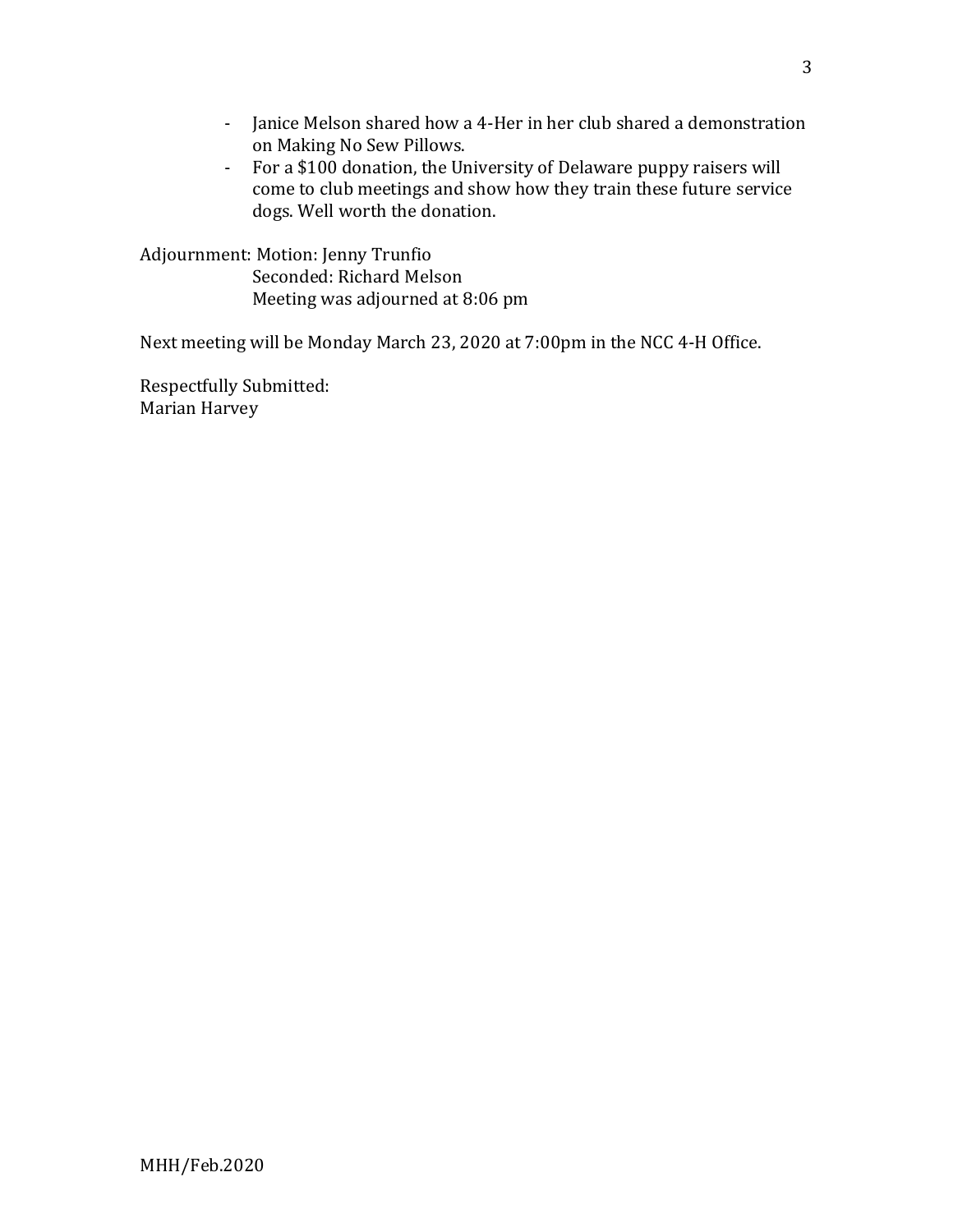- Janice Melson shared how a 4-Her in her club shared a demonstration on Making No Sew Pillows.
- For a $100 donation, the University of Delaware puppy raisers will come to club meetings and show how they train these future service dogs. Well worth the donation.

Adjournment: Motion: Jenny Trunfio
Seconded: Richard Melson
Meeting was adjourned at 8:06 pm

Next meeting will be Monday March 23, 2020 at 7:00pm in the NCC 4-H Office.

Respectfully Submitted:
Marian Harvey